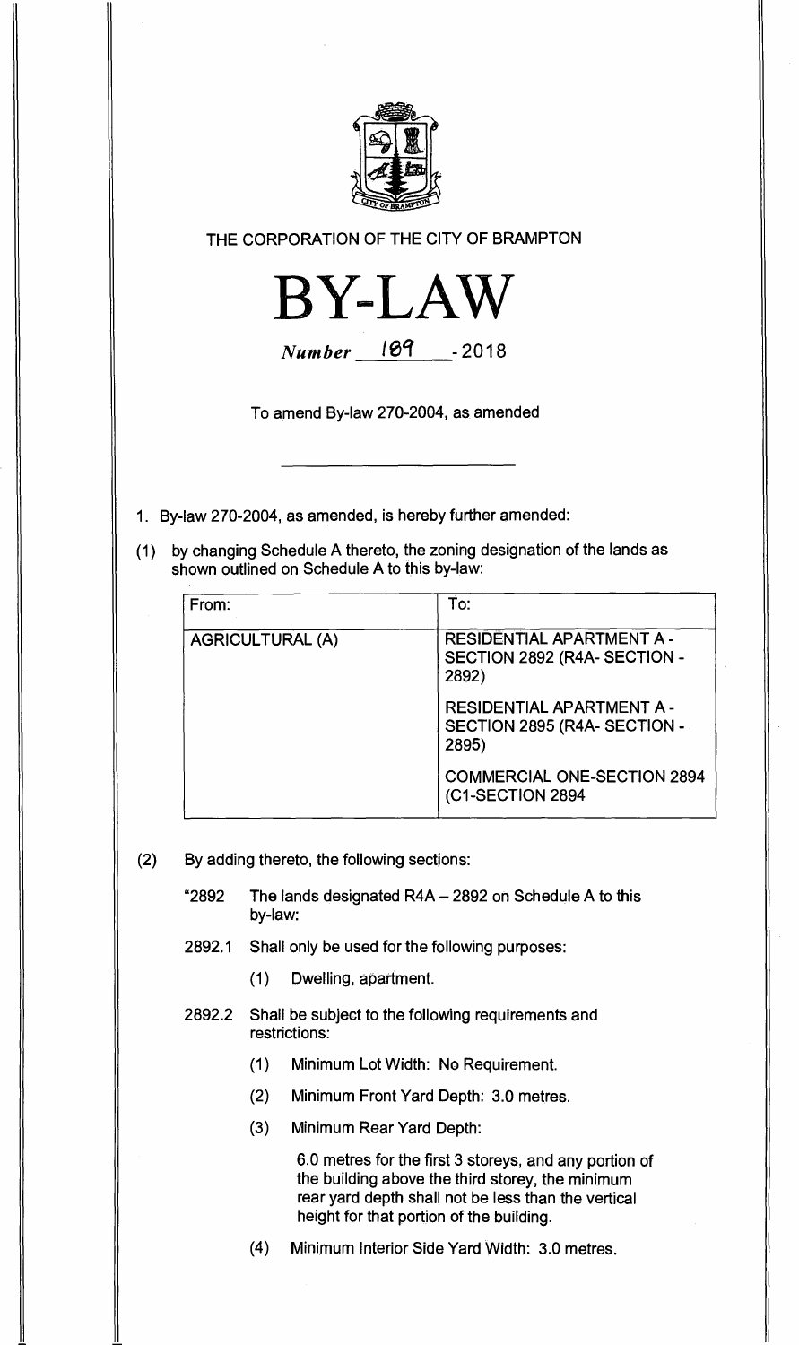THE CORPORATION OF THE CITY OF BRAMPTON

# BY-LAW

*Number* 189 - 2018

To amend By-law 270-2004, as amended

---

1. By-law 270-2004, as amended, is hereby further amended:

(1) by changing Schedule A thereto, the zoning designation of the lands as shown outlined on Schedule A to this by-law:

| From: | To: |
|---|---|
| AGRICULTURAL (A) | RESIDENTIAL APARTMENT A - SECTION 2892 (R4A- SECTION - 2892)<br><br>RESIDENTIAL APARTMENT A - SECTION 2895 (R4A- SECTION - 2895)<br><br>COMMERCIAL ONE-SECTION 2894 (C1-SECTION 2894 |

(2) By adding thereto, the following sections:

"2892 The lands designated R4A – 2892 on Schedule A to this by-law:

2892.1 Shall only be used for the following purposes:

(1) Dwelling, apartment.

2892.2 Shall be subject to the following requirements and restrictions:

(1) Minimum Lot Width: No Requirement.

(2) Minimum Front Yard Depth: 3.0 metres.

(3) Minimum Rear Yard Depth:

6.0 metres for the first 3 storeys, and any portion of the building above the third storey, the minimum rear yard depth shall not be less than the vertical height for that portion of the building.

(4) Minimum Interior Side Yard Width: 3.0 metres.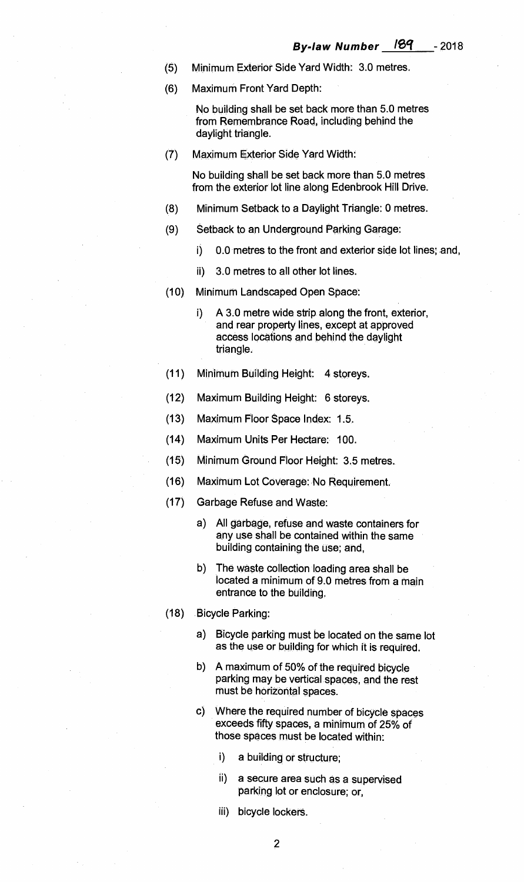(5) Minimum Exterior Side Yard Width: 3.0 metres.

(6) Maximum Front Yard Depth:

No building shall be set back more than 5.0 metres from Remembrance Road, including behind the daylight triangle.

(7) Maximum Exterior Side Yard Width:

No building shall be set back more than 5.0 metres from the exterior lot line along Edenbrook Hill Drive.

(8) Minimum Setback to a Daylight Triangle: 0 metres.

(9) Setback to an Underground Parking Garage:

i) 0.0 metres to the front and exterior side lot lines; and,

ii) 3.0 metres to all other lot lines.

(10) Minimum Landscaped Open Space:

i) A 3.0 metre wide strip along the front, exterior, and rear property lines, except at approved access locations and behind the daylight triangle.

(11) Minimum Building Height: 4 storeys.

(12) Maximum Building Height: 6 storeys.

(13) Maximum Floor Space Index: 1.5.

(14) Maximum Units Per Hectare: 100.

(15) Minimum Ground Floor Height: 3.5 metres.

(16) Maximum Lot Coverage: No Requirement.

(17) Garbage Refuse and Waste:

a) All garbage, refuse and waste containers for any use shall be contained within the same building containing the use; and,

b) The waste collection loading area shall be located a minimum of 9.0 metres from a main entrance to the building.

(18) Bicycle Parking:

a) Bicycle parking must be located on the same lot as the use or building for which it is required.

b) A maximum of 50% of the required bicycle parking may be vertical spaces, and the rest must be horizontal spaces.

c) Where the required number of bicycle spaces exceeds fifty spaces, a minimum of 25% of those spaces must be located within:

i) a building or structure;

ii) a secure area such as a supervised parking lot or enclosure; or,

iii) bicycle lockers.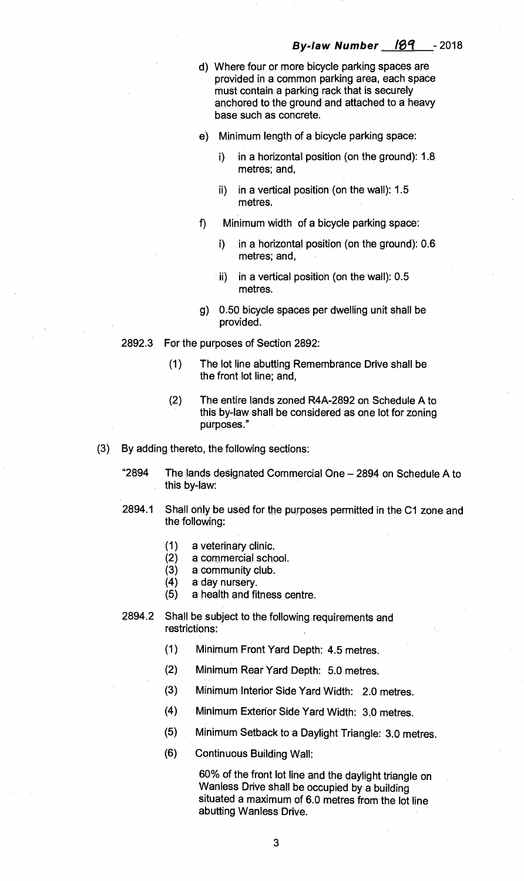d) Where four or more bicycle parking spaces are provided in a common parking area, each space must contain a parking rack that is securely anchored to the ground and attached to a heavy base such as concrete.

e) Minimum length of a bicycle parking space:

   i) in a horizontal position (on the ground): 1.8 metres; and,

   ii) in a vertical position (on the wall): 1.5 metres.

f) Minimum width of a bicycle parking space:

   i) in a horizontal position (on the ground): 0.6 metres; and,

   ii) in a vertical position (on the wall): 0.5 metres.

g) 0.50 bicycle spaces per dwelling unit shall be provided.

2892.3 For the purposes of Section 2892:

(1) The lot line abutting Remembrance Drive shall be the front lot line; and,

(2) The entire lands zoned R4A-2892 on Schedule A to this by-law shall be considered as one lot for zoning purposes."

(3) By adding thereto, the following sections:

"2894 The lands designated Commercial One – 2894 on Schedule A to this by-law:

2894.1 Shall only be used for the purposes permitted in the C1 zone and the following:

(1) a veterinary clinic.
(2) a commercial school.
(3) a community club.
(4) a day nursery.
(5) a health and fitness centre.

2894.2 Shall be subject to the following requirements and restrictions:

(1) Minimum Front Yard Depth: 4.5 metres.

(2) Minimum Rear Yard Depth: 5.0 metres.

(3) Minimum Interior Side Yard Width: 2.0 metres.

(4) Minimum Exterior Side Yard Width: 3.0 metres.

(5) Minimum Setback to a Daylight Triangle: 3.0 metres.

(6) Continuous Building Wall:

60% of the front lot line and the daylight triangle on Wanless Drive shall be occupied by a building situated a maximum of 6.0 metres from the lot line abutting Wanless Drive.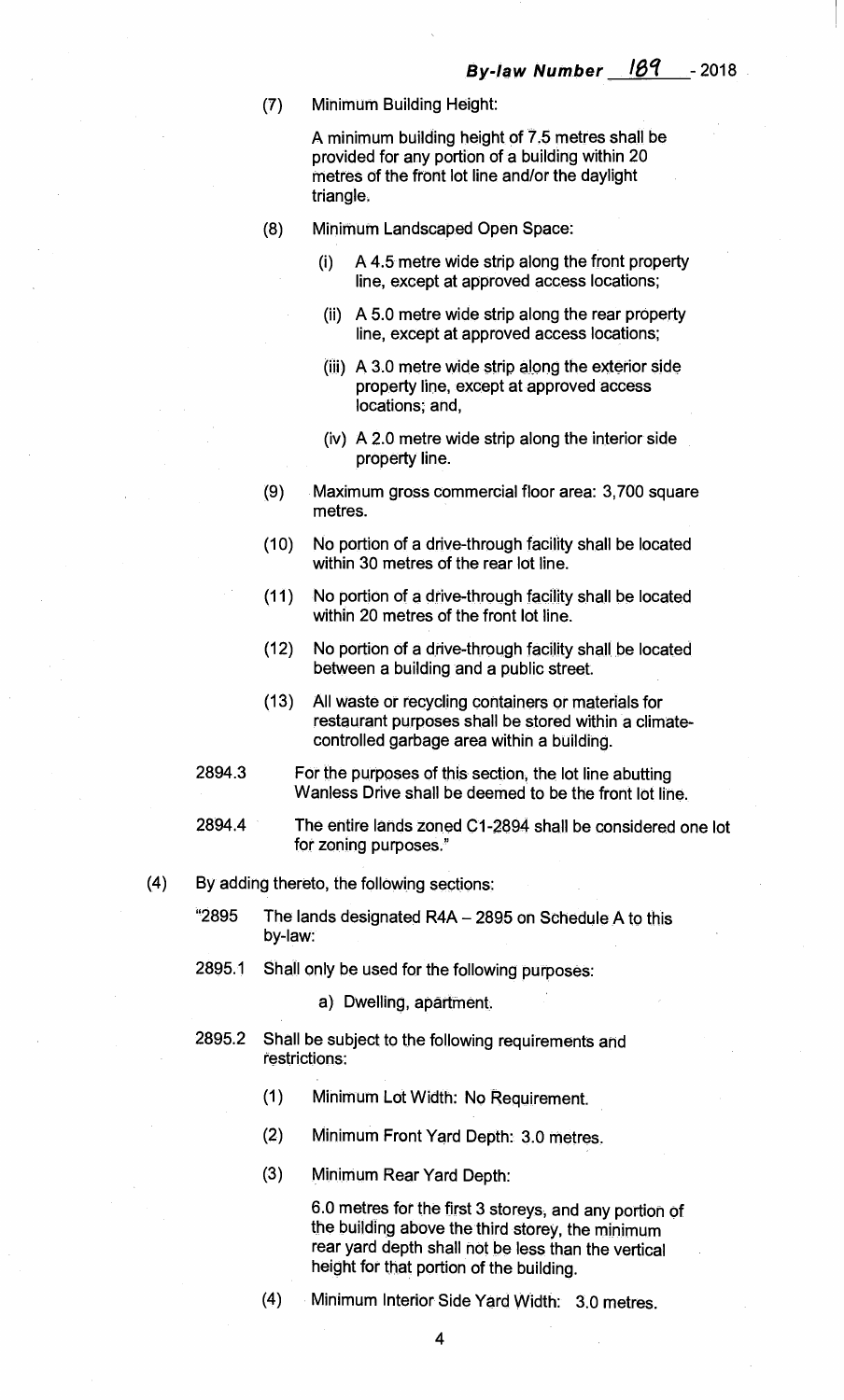(7) Minimum Building Height:

A minimum building height of 7.5 metres shall be provided for any portion of a building within 20 metres of the front lot line and/or the daylight triangle.

(8) Minimum Landscaped Open Space:

(i) A 4.5 metre wide strip along the front property line, except at approved access locations;

(ii) A 5.0 metre wide strip along the rear property line, except at approved access locations;

(iii) A 3.0 metre wide strip along the exterior side property line, except at approved access locations; and,

(iv) A 2.0 metre wide strip along the interior side property line.

(9) Maximum gross commercial floor area: 3,700 square metres.

(10) No portion of a drive-through facility shall be located within 30 metres of the rear lot line.

(11) No portion of a drive-through facility shall be located within 20 metres of the front lot line.

(12) No portion of a drive-through facility shall be located between a building and a public street.

(13) All waste or recycling containers or materials for restaurant purposes shall be stored within a climate-controlled garbage area within a building.

2894.3 For the purposes of this section, the lot line abutting Wanless Drive shall be deemed to be the front lot line.

2894.4 The entire lands zoned C1-2894 shall be considered one lot for zoning purposes."

(4) By adding thereto, the following sections:

"2895 The lands designated R4A – 2895 on Schedule A to this by-law:

2895.1 Shall only be used for the following purposes:

a) Dwelling, apartment.

2895.2 Shall be subject to the following requirements and restrictions:

(1) Minimum Lot Width: No Requirement.

(2) Minimum Front Yard Depth: 3.0 metres.

(3) Minimum Rear Yard Depth:

6.0 metres for the first 3 storeys, and any portion of the building above the third storey, the minimum rear yard depth shall not be less than the vertical height for that portion of the building.

(4) Minimum Interior Side Yard Width: 3.0 metres.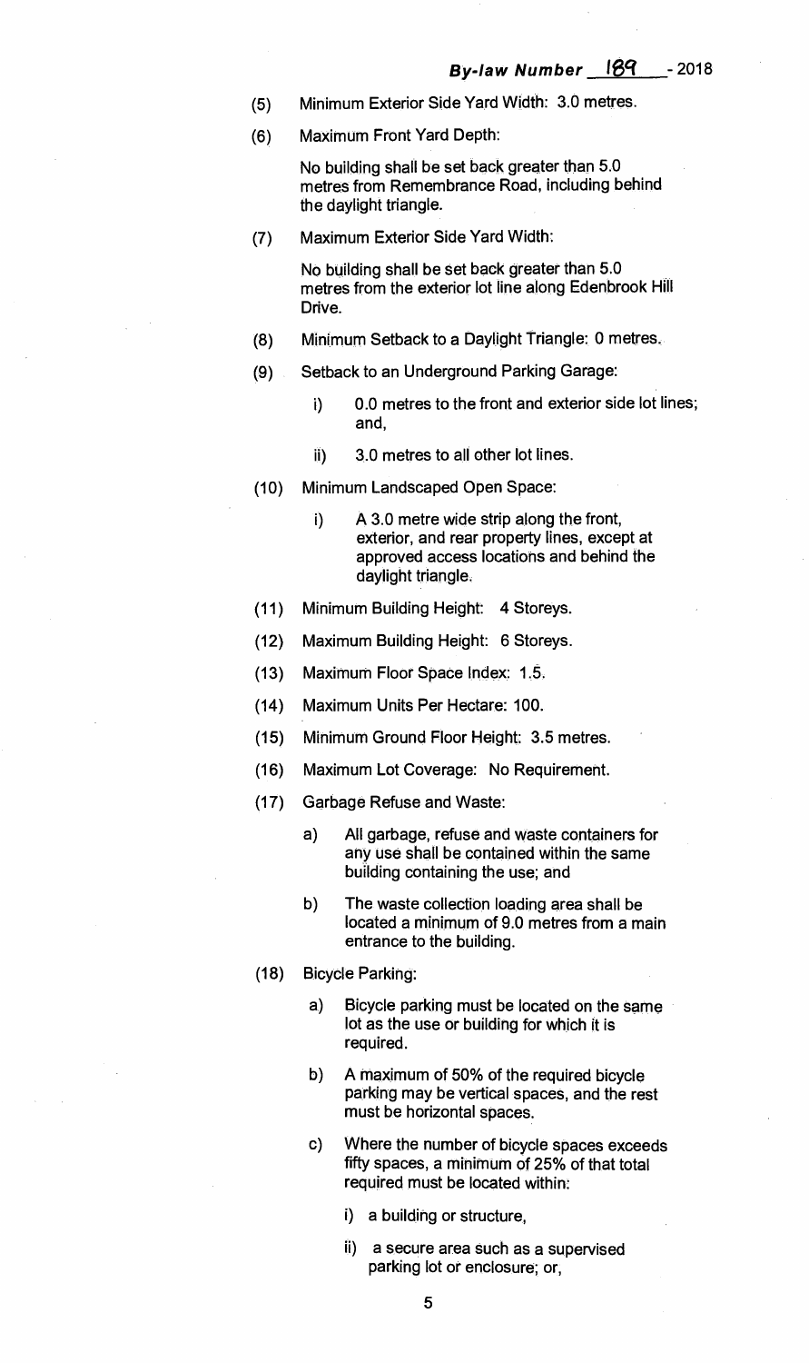(5) Minimum Exterior Side Yard Width: 3.0 metres.

(6) Maximum Front Yard Depth:

No building shall be set back greater than 5.0 metres from Remembrance Road, including behind the daylight triangle.

(7) Maximum Exterior Side Yard Width:

No building shall be set back greater than 5.0 metres from the exterior lot line along Edenbrook Hill Drive.

(8) Minimum Setback to a Daylight Triangle: 0 metres.

(9) Setback to an Underground Parking Garage:

  i) 0.0 metres to the front and exterior side lot lines; and,

  ii) 3.0 metres to all other lot lines.

(10) Minimum Landscaped Open Space:

  i) A 3.0 metre wide strip along the front, exterior, and rear property lines, except at approved access locations and behind the daylight triangle.

(11) Minimum Building Height: 4 Storeys.

(12) Maximum Building Height: 6 Storeys.

(13) Maximum Floor Space Index: 1.5.

(14) Maximum Units Per Hectare: 100.

(15) Minimum Ground Floor Height: 3.5 metres.

(16) Maximum Lot Coverage: No Requirement.

(17) Garbage Refuse and Waste:

  a) All garbage, refuse and waste containers for any use shall be contained within the same building containing the use; and

  b) The waste collection loading area shall be located a minimum of 9.0 metres from a main entrance to the building.

(18) Bicycle Parking:

  a) Bicycle parking must be located on the same lot as the use or building for which it is required.

  b) A maximum of 50% of the required bicycle parking may be vertical spaces, and the rest must be horizontal spaces.

  c) Where the number of bicycle spaces exceeds fifty spaces, a minimum of 25% of that total required must be located within:

    i) a building or structure,

    ii) a secure area such as a supervised parking lot or enclosure; or,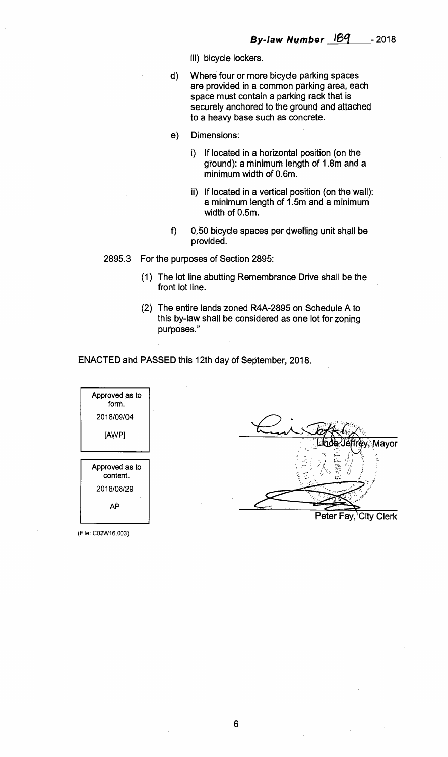iii) bicycle lockers.

d) Where four or more bicycle parking spaces are provided in a common parking area, each space must contain a parking rack that is securely anchored to the ground and attached to a heavy base such as concrete.

e) Dimensions:

  i) If located in a horizontal position (on the ground): a minimum length of 1.8m and a minimum width of 0.6m.

  ii) If located in a vertical position (on the wall): a minimum length of 1.5m and a minimum width of 0.5m.

f) 0.50 bicycle spaces per dwelling unit shall be provided.

2895.3 For the purposes of Section 2895:

(1) The lot line abutting Remembrance Drive shall be the front lot line.

(2) The entire lands zoned R4A-2895 on Schedule A to this by-law shall be considered as one lot for zoning purposes."

ENACTED and PASSED this 12th day of September, 2018.

| Approved as to form. |
|---|
| 2018/09/04 |
| [AWP] |

| Approved as to content. |
|---|
| 2018/08/29 |
| AP |

Linda Jeffrey, Mayor

Peter Fay, City Clerk

(File: C02W16.003)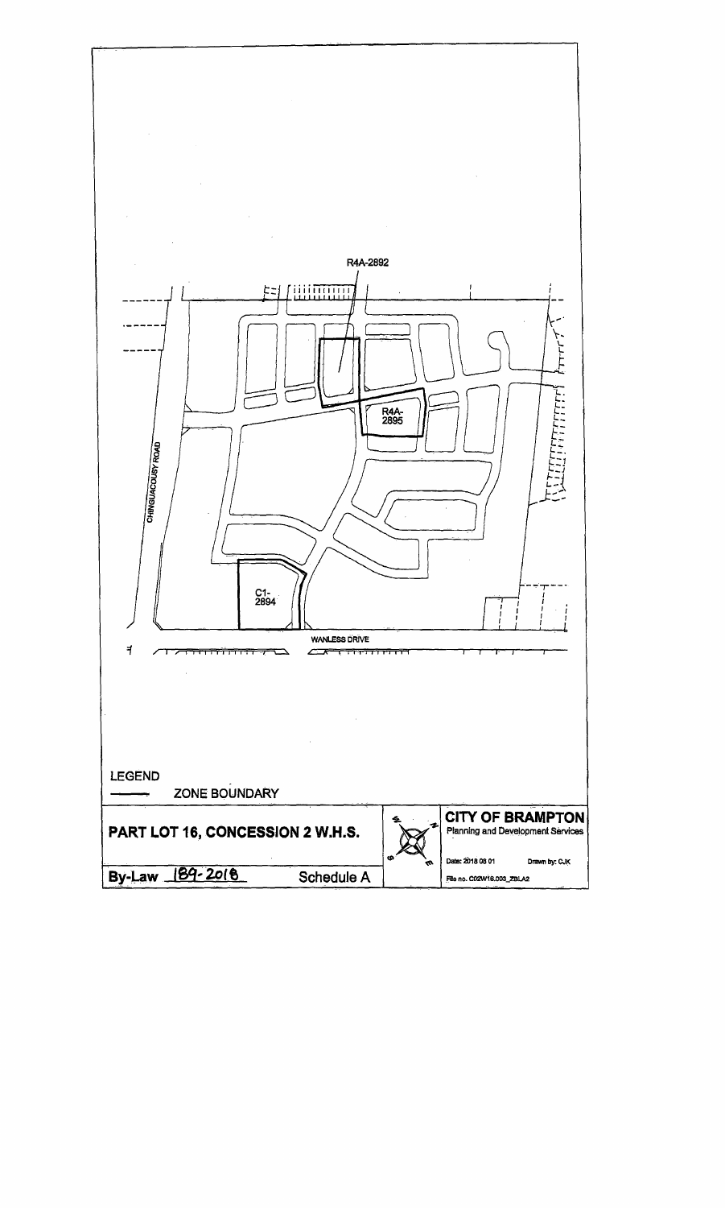R4A-2892

R4A-2895

CHINGUACOUSY ROAD

C1-2894

WANLESS DRIVE

LEGEND

ZONE BOUNDARY

| PART LOT 16, CONCESSION 2 W.H.S. | | CITY OF BRAMPTON<br>Planning and Development Services |
| --- | --- | --- |
| By-Law 189-2018 Schedule A | | Date: 2018 08 01 Drawn by: CJK<br>File no. C02W16.003_ZBLA2 |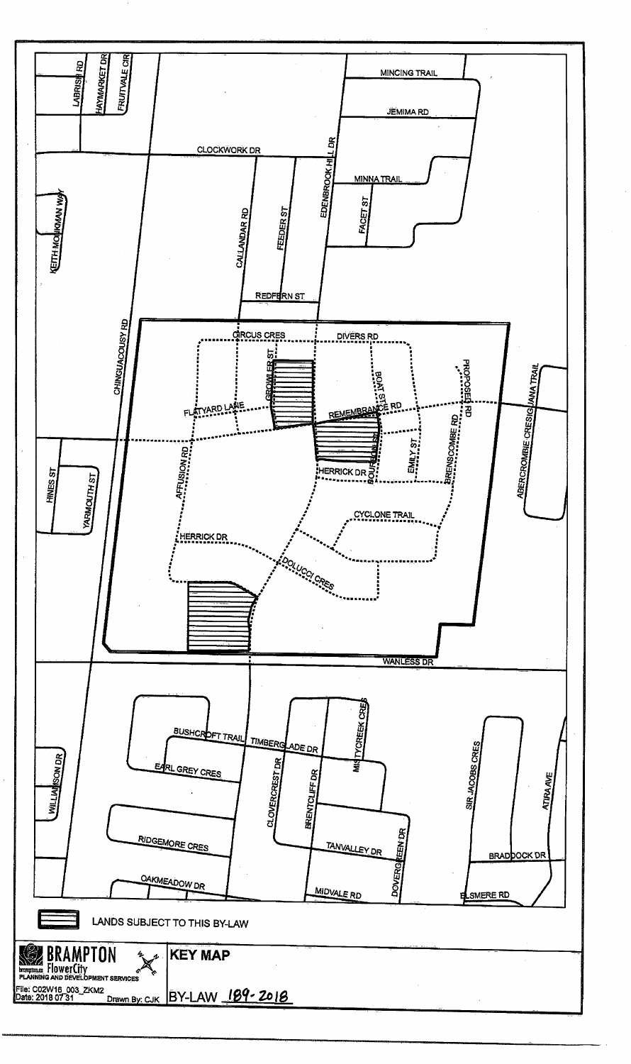LANDS SUBJECT TO THIS BY-LAW

BRAMPTON
FlowerCity
PLANNING AND DEVELOPMENT SERVICES

**KEY MAP**

File: C02W16_003_ZKM2
Date: 2018 07 31 Drawn By: CJK

BY-LAW 189-2018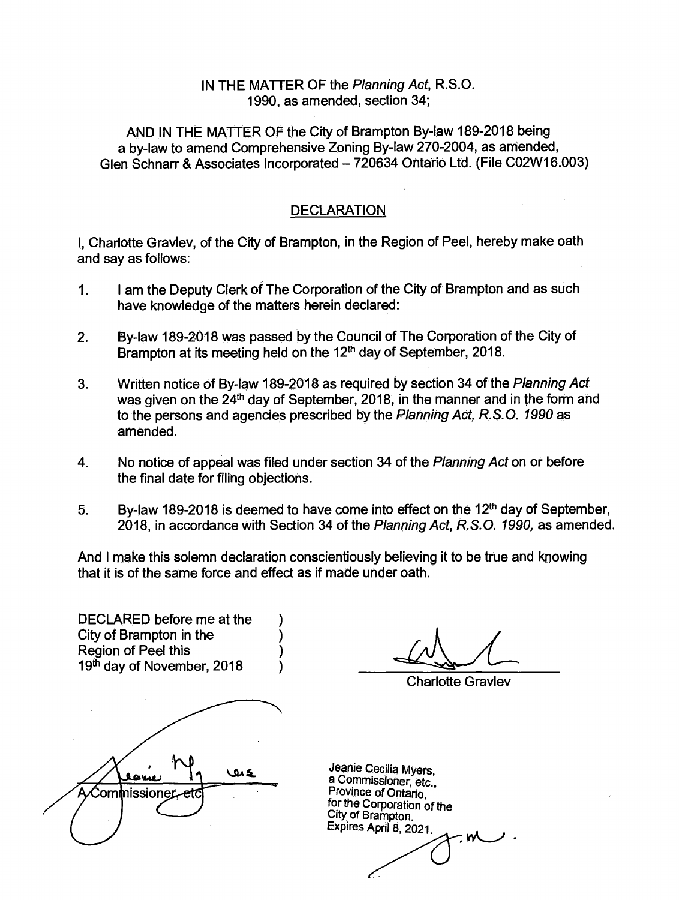IN THE MATTER OF the *Planning Act*, R.S.O. 1990, as amended, section 34;

AND IN THE MATTER OF the City of Brampton By-law 189-2018 being a by-law to amend Comprehensive Zoning By-law 270-2004, as amended, Glen Schnarr & Associates Incorporated – 720634 Ontario Ltd. (File C02W16.003)

## DECLARATION

I, Charlotte Gravlev, of the City of Brampton, in the Region of Peel, hereby make oath and say as follows:

1. I am the Deputy Clerk of The Corporation of the City of Brampton and as such have knowledge of the matters herein declared:

2. By-law 189-2018 was passed by the Council of The Corporation of the City of Brampton at its meeting held on the 12th day of September, 2018.

3. Written notice of By-law 189-2018 as required by section 34 of the *Planning Act* was given on the 24th day of September, 2018, in the manner and in the form and to the persons and agencies prescribed by the *Planning Act, R.S.O. 1990* as amended.

4. No notice of appeal was filed under section 34 of the *Planning Act* on or before the final date for filing objections.

5. By-law 189-2018 is deemed to have come into effect on the 12th day of September, 2018, in accordance with Section 34 of the *Planning Act, R.S.O. 1990,* as amended.

And I make this solemn declaration conscientiously believing it to be true and knowing that it is of the same force and effect as if made under oath.

DECLARED before me at the )
City of Brampton in the )
Region of Peel this )
19th day of November, 2018 )

Charlotte Gravlev

A Commissioner, etc

Jeanie Cecilia Myers,
a Commissioner, etc.,
Province of Ontario,
for the Corporation of the
City of Brampton.
Expires April 8, 2021.